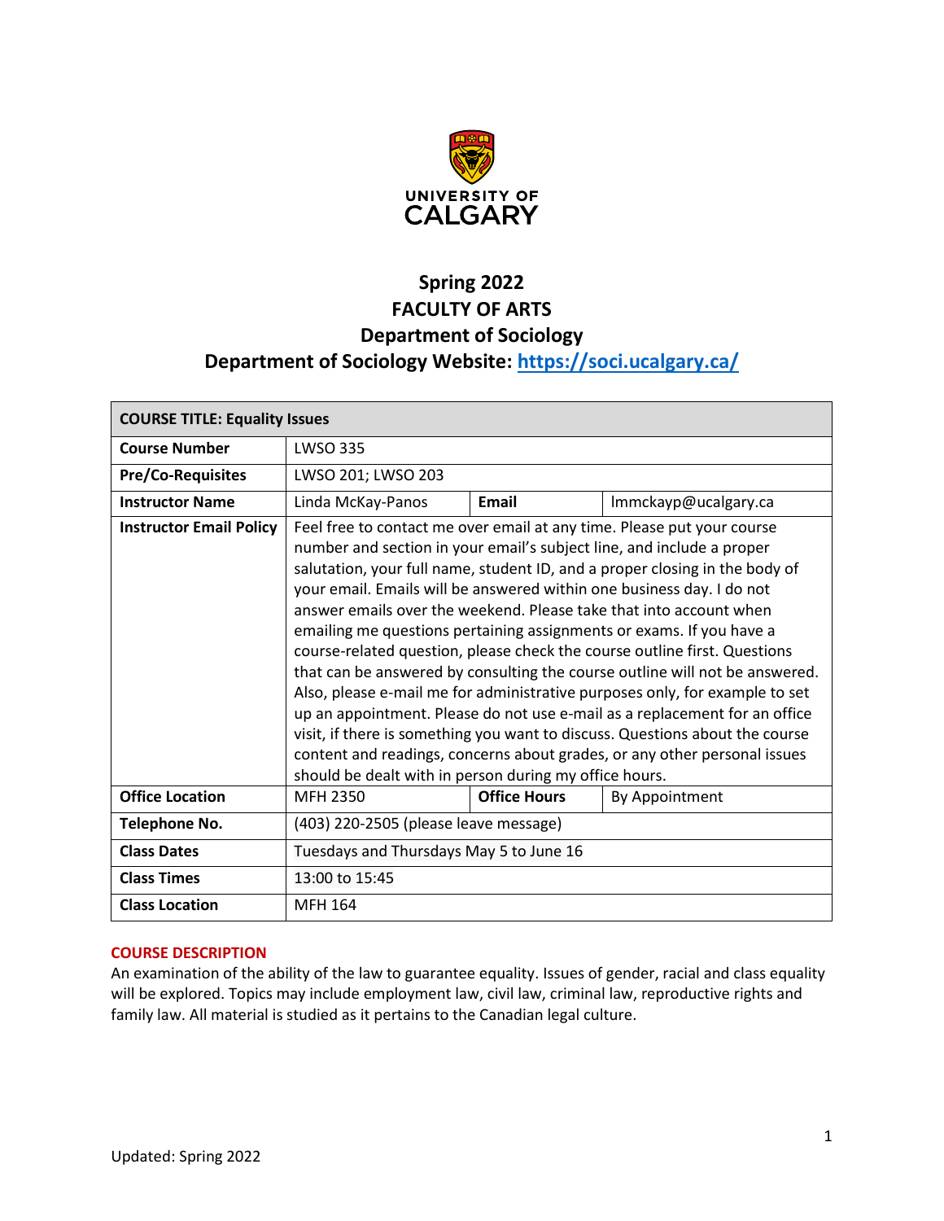# Spring 2022
# FACULTY OF ARTS
# Department of Sociology
# Department of Sociology Website: https://soci.ucalgary.ca/

| COURSE TITLE: Equality Issues | | | |
|---|---|---|---|
| **Course Number** | LWSO 335 | | |
| **Pre/Co-Requisites** | LWSO 201; LWSO 203 | | |
| **Instructor Name** | Linda McKay-Panos | **Email** | lmmckayp@ucalgary.ca |
| **Instructor Email Policy** | Feel free to contact me over email at any time. Please put your course number and section in your email's subject line, and include a proper salutation, your full name, student ID, and a proper closing in the body of your email. Emails will be answered within one business day. I do not answer emails over the weekend. Please take that into account when emailing me questions pertaining assignments or exams. If you have a course-related question, please check the course outline first. Questions that can be answered by consulting the course outline will not be answered. Also, please e-mail me for administrative purposes only, for example to set up an appointment. Please do not use e-mail as a replacement for an office visit, if there is something you want to discuss. Questions about the course content and readings, concerns about grades, or any other personal issues should be dealt with in person during my office hours. | | |
| **Office Location** | MFH 2350 | **Office Hours** | By Appointment |
| **Telephone No.** | (403) 220-2505 (please leave message) | | |
| **Class Dates** | Tuesdays and Thursdays May 5 to June 16 | | |
| **Class Times** | 13:00 to 15:45 | | |
| **Class Location** | MFH 164 | | |

## COURSE DESCRIPTION

An examination of the ability of the law to guarantee equality. Issues of gender, racial and class equality will be explored. Topics may include employment law, civil law, criminal law, reproductive rights and family law. All material is studied as it pertains to the Canadian legal culture.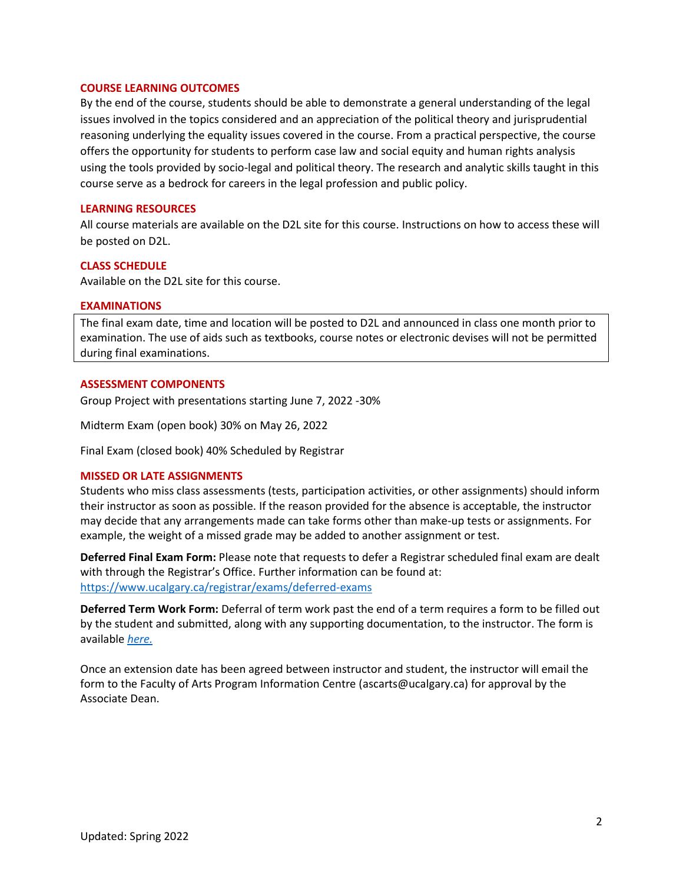## COURSE LEARNING OUTCOMES

By the end of the course, students should be able to demonstrate a general understanding of the legal issues involved in the topics considered and an appreciation of the political theory and jurisprudential reasoning underlying the equality issues covered in the course. From a practical perspective, the course offers the opportunity for students to perform case law and social equity and human rights analysis using the tools provided by socio-legal and political theory. The research and analytic skills taught in this course serve as a bedrock for careers in the legal profession and public policy.

## LEARNING RESOURCES

All course materials are available on the D2L site for this course. Instructions on how to access these will be posted on D2L.

## CLASS SCHEDULE

Available on the D2L site for this course.

## EXAMINATIONS

The final exam date, time and location will be posted to D2L and announced in class one month prior to examination. The use of aids such as textbooks, course notes or electronic devises will not be permitted during final examinations.

## ASSESSMENT COMPONENTS

Group Project with presentations starting June 7, 2022 -30%

Midterm Exam (open book) 30% on May 26, 2022

Final Exam (closed book) 40% Scheduled by Registrar

## MISSED OR LATE ASSIGNMENTS

Students who miss class assessments (tests, participation activities, or other assignments) should inform their instructor as soon as possible. If the reason provided for the absence is acceptable, the instructor may decide that any arrangements made can take forms other than make-up tests or assignments. For example, the weight of a missed grade may be added to another assignment or test.

**Deferred Final Exam Form:** Please note that requests to defer a Registrar scheduled final exam are dealt with through the Registrar's Office. Further information can be found at: https://www.ucalgary.ca/registrar/exams/deferred-exams

**Deferred Term Work Form:** Deferral of term work past the end of a term requires a form to be filled out by the student and submitted, along with any supporting documentation, to the instructor. The form is available *here.*

Once an extension date has been agreed between instructor and student, the instructor will email the form to the Faculty of Arts Program Information Centre (ascarts@ucalgary.ca) for approval by the Associate Dean.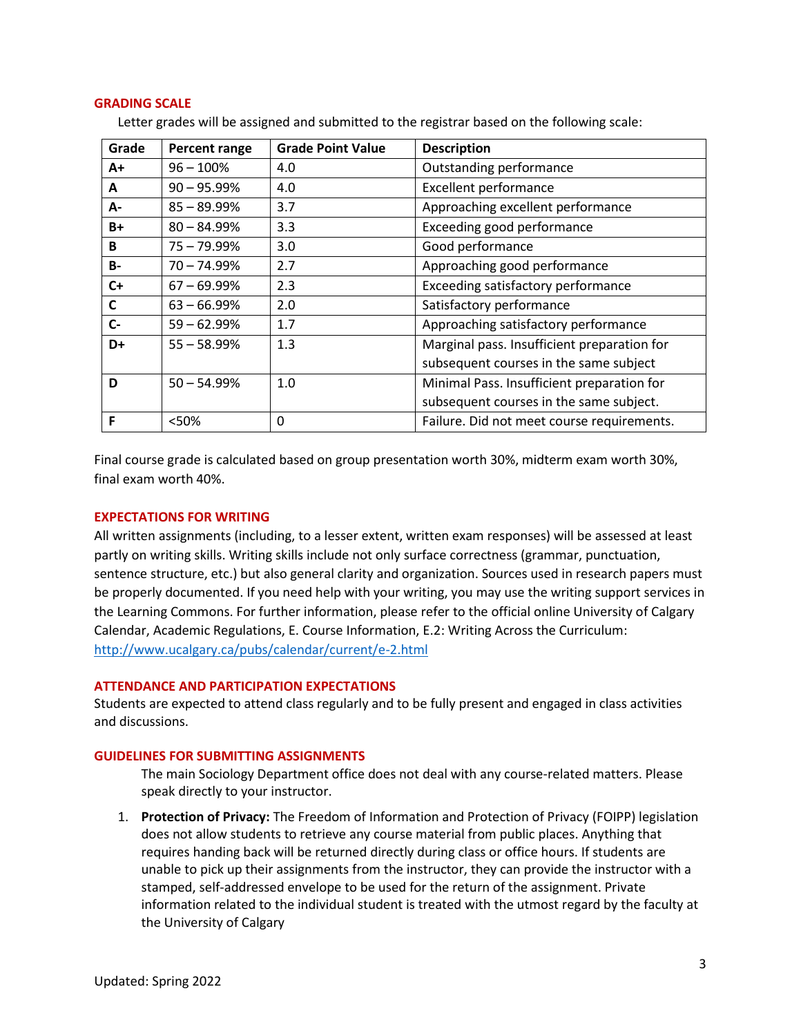## GRADING SCALE

Letter grades will be assigned and submitted to the registrar based on the following scale:

| Grade | Percent range | Grade Point Value | Description |
|---|---|---|---|
| **A+** | 96 – 100% | 4.0 | Outstanding performance |
| **A** | 90 – 95.99% | 4.0 | Excellent performance |
| **A-** | 85 – 89.99% | 3.7 | Approaching excellent performance |
| **B+** | 80 – 84.99% | 3.3 | Exceeding good performance |
| **B** | 75 – 79.99% | 3.0 | Good performance |
| **B-** | 70 – 74.99% | 2.7 | Approaching good performance |
| **C+** | 67 – 69.99% | 2.3 | Exceeding satisfactory performance |
| **C** | 63 – 66.99% | 2.0 | Satisfactory performance |
| **C-** | 59 – 62.99% | 1.7 | Approaching satisfactory performance |
| **D+** | 55 – 58.99% | 1.3 | Marginal pass. Insufficient preparation for subsequent courses in the same subject |
| **D** | 50 – 54.99% | 1.0 | Minimal Pass. Insufficient preparation for subsequent courses in the same subject. |
| **F** | <50% | 0 | Failure. Did not meet course requirements. |

Final course grade is calculated based on group presentation worth 30%, midterm exam worth 30%, final exam worth 40%.

## EXPECTATIONS FOR WRITING

All written assignments (including, to a lesser extent, written exam responses) will be assessed at least partly on writing skills. Writing skills include not only surface correctness (grammar, punctuation, sentence structure, etc.) but also general clarity and organization. Sources used in research papers must be properly documented. If you need help with your writing, you may use the writing support services in the Learning Commons. For further information, please refer to the official online University of Calgary Calendar, Academic Regulations, E. Course Information, E.2: Writing Across the Curriculum: http://www.ucalgary.ca/pubs/calendar/current/e-2.html

## ATTENDANCE AND PARTICIPATION EXPECTATIONS

Students are expected to attend class regularly and to be fully present and engaged in class activities and discussions.

## GUIDELINES FOR SUBMITTING ASSIGNMENTS

The main Sociology Department office does not deal with any course-related matters. Please speak directly to your instructor.

1. **Protection of Privacy:** The Freedom of Information and Protection of Privacy (FOIPP) legislation does not allow students to retrieve any course material from public places. Anything that requires handing back will be returned directly during class or office hours. If students are unable to pick up their assignments from the instructor, they can provide the instructor with a stamped, self-addressed envelope to be used for the return of the assignment. Private information related to the individual student is treated with the utmost regard by the faculty at the University of Calgary

Updated: Spring 2022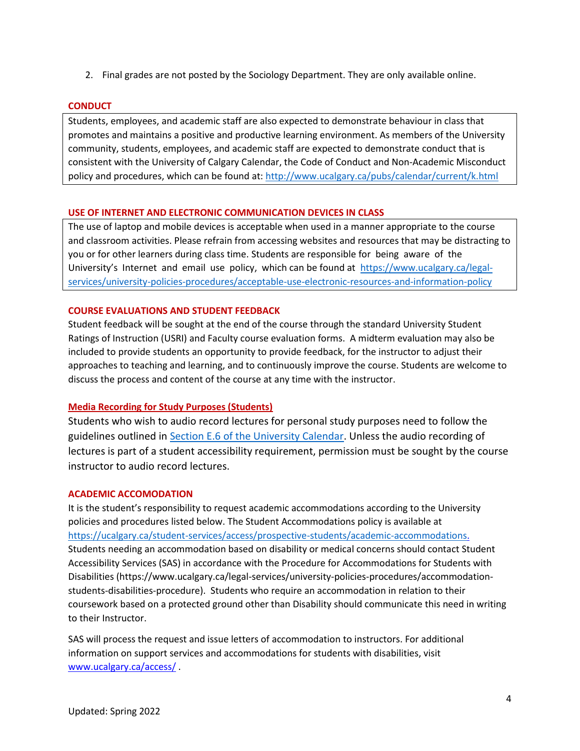2. Final grades are not posted by the Sociology Department. They are only available online.

## CONDUCT

Students, employees, and academic staff are also expected to demonstrate behaviour in class that promotes and maintains a positive and productive learning environment. As members of the University community, students, employees, and academic staff are expected to demonstrate conduct that is consistent with the University of Calgary Calendar, the Code of Conduct and Non-Academic Misconduct policy and procedures, which can be found at: http://www.ucalgary.ca/pubs/calendar/current/k.html

## USE OF INTERNET AND ELECTRONIC COMMUNICATION DEVICES IN CLASS

The use of laptop and mobile devices is acceptable when used in a manner appropriate to the course and classroom activities. Please refrain from accessing websites and resources that may be distracting to you or for other learners during class time. Students are responsible for being aware of the University's Internet and email use policy, which can be found at https://www.ucalgary.ca/legal-services/university-policies-procedures/acceptable-use-electronic-resources-and-information-policy

## COURSE EVALUATIONS AND STUDENT FEEDBACK

Student feedback will be sought at the end of the course through the standard University Student Ratings of Instruction (USRI) and Faculty course evaluation forms. A midterm evaluation may also be included to provide students an opportunity to provide feedback, for the instructor to adjust their approaches to teaching and learning, and to continuously improve the course. Students are welcome to discuss the process and content of the course at any time with the instructor.

## Media Recording for Study Purposes (Students)

Students who wish to audio record lectures for personal study purposes need to follow the guidelines outlined in Section E.6 of the University Calendar. Unless the audio recording of lectures is part of a student accessibility requirement, permission must be sought by the course instructor to audio record lectures.

## ACADEMIC ACCOMODATION

It is the student's responsibility to request academic accommodations according to the University policies and procedures listed below. The Student Accommodations policy is available at https://ucalgary.ca/student-services/access/prospective-students/academic-accommodations. Students needing an accommodation based on disability or medical concerns should contact Student Accessibility Services (SAS) in accordance with the Procedure for Accommodations for Students with Disabilities (https://www.ucalgary.ca/legal-services/university-policies-procedures/accommodation-students-disabilities-procedure). Students who require an accommodation in relation to their coursework based on a protected ground other than Disability should communicate this need in writing to their Instructor.

SAS will process the request and issue letters of accommodation to instructors. For additional information on support services and accommodations for students with disabilities, visit www.ucalgary.ca/access/ .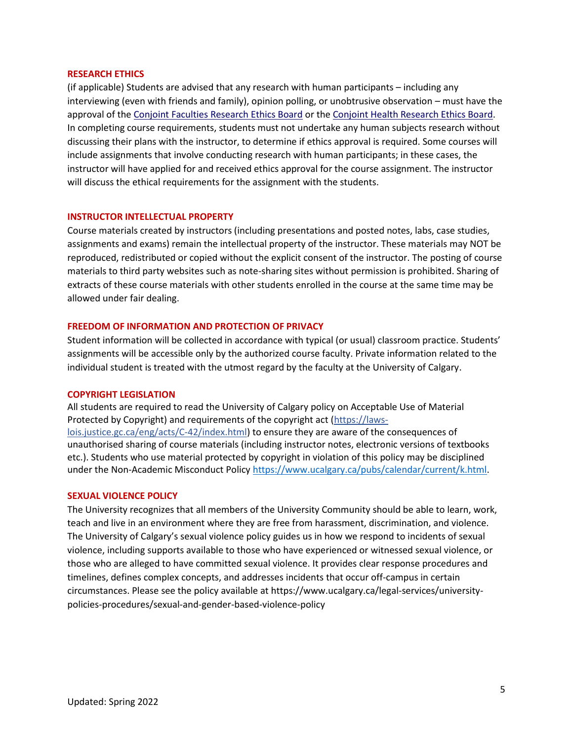## RESEARCH ETHICS

(if applicable) Students are advised that any research with human participants – including any interviewing (even with friends and family), opinion polling, or unobtrusive observation – must have the approval of the Conjoint Faculties Research Ethics Board or the Conjoint Health Research Ethics Board. In completing course requirements, students must not undertake any human subjects research without discussing their plans with the instructor, to determine if ethics approval is required. Some courses will include assignments that involve conducting research with human participants; in these cases, the instructor will have applied for and received ethics approval for the course assignment. The instructor will discuss the ethical requirements for the assignment with the students.

## INSTRUCTOR INTELLECTUAL PROPERTY

Course materials created by instructors (including presentations and posted notes, labs, case studies, assignments and exams) remain the intellectual property of the instructor. These materials may NOT be reproduced, redistributed or copied without the explicit consent of the instructor. The posting of course materials to third party websites such as note-sharing sites without permission is prohibited. Sharing of extracts of these course materials with other students enrolled in the course at the same time may be allowed under fair dealing.

## FREEDOM OF INFORMATION AND PROTECTION OF PRIVACY

Student information will be collected in accordance with typical (or usual) classroom practice. Students' assignments will be accessible only by the authorized course faculty. Private information related to the individual student is treated with the utmost regard by the faculty at the University of Calgary.

## COPYRIGHT LEGISLATION

All students are required to read the University of Calgary policy on Acceptable Use of Material Protected by Copyright) and requirements of the copyright act (https://laws-lois.justice.gc.ca/eng/acts/C-42/index.html) to ensure they are aware of the consequences of unauthorised sharing of course materials (including instructor notes, electronic versions of textbooks etc.). Students who use material protected by copyright in violation of this policy may be disciplined under the Non-Academic Misconduct Policy https://www.ucalgary.ca/pubs/calendar/current/k.html.

## SEXUAL VIOLENCE POLICY

The University recognizes that all members of the University Community should be able to learn, work, teach and live in an environment where they are free from harassment, discrimination, and violence. The University of Calgary's sexual violence policy guides us in how we respond to incidents of sexual violence, including supports available to those who have experienced or witnessed sexual violence, or those who are alleged to have committed sexual violence. It provides clear response procedures and timelines, defines complex concepts, and addresses incidents that occur off-campus in certain circumstances. Please see the policy available at https://www.ucalgary.ca/legal-services/university-policies-procedures/sexual-and-gender-based-violence-policy

Updated: Spring 2022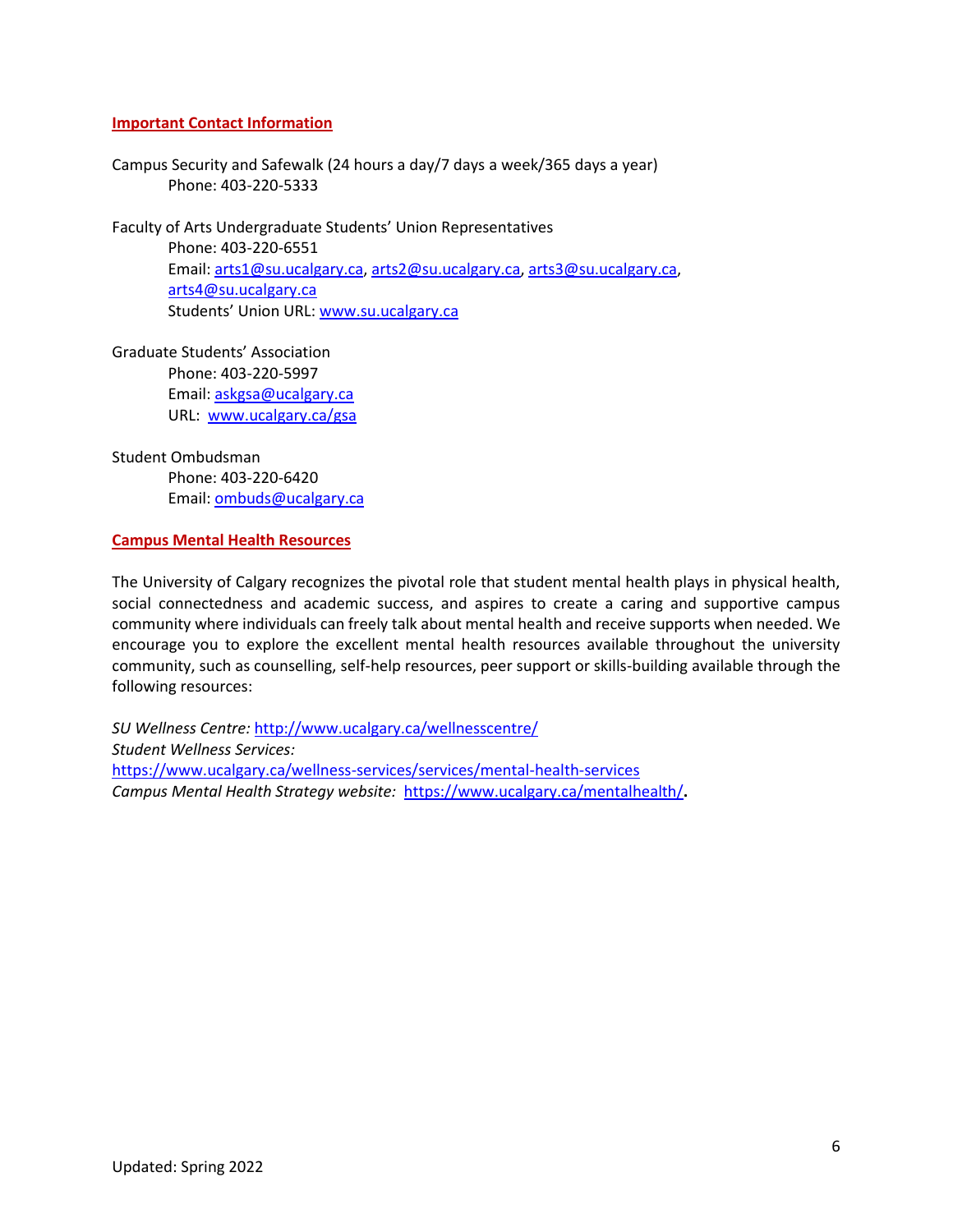## Important Contact Information

Campus Security and Safewalk (24 hours a day/7 days a week/365 days a year)
Phone: 403-220-5333

Faculty of Arts Undergraduate Students' Union Representatives
Phone: 403-220-6551
Email: arts1@su.ucalgary.ca, arts2@su.ucalgary.ca, arts3@su.ucalgary.ca, arts4@su.ucalgary.ca
Students' Union URL: www.su.ucalgary.ca

Graduate Students' Association
Phone: 403-220-5997
Email: askgsa@ucalgary.ca
URL: www.ucalgary.ca/gsa

Student Ombudsman
Phone: 403-220-6420
Email: ombuds@ucalgary.ca

## Campus Mental Health Resources

The University of Calgary recognizes the pivotal role that student mental health plays in physical health, social connectedness and academic success, and aspires to create a caring and supportive campus community where individuals can freely talk about mental health and receive supports when needed. We encourage you to explore the excellent mental health resources available throughout the university community, such as counselling, self-help resources, peer support or skills-building available through the following resources:

*SU Wellness Centre:* http://www.ucalgary.ca/wellnesscentre/
*Student Wellness Services:* https://www.ucalgary.ca/wellness-services/services/mental-health-services
*Campus Mental Health Strategy website:* https://www.ucalgary.ca/mentalhealth/.

Updated: Spring 2022